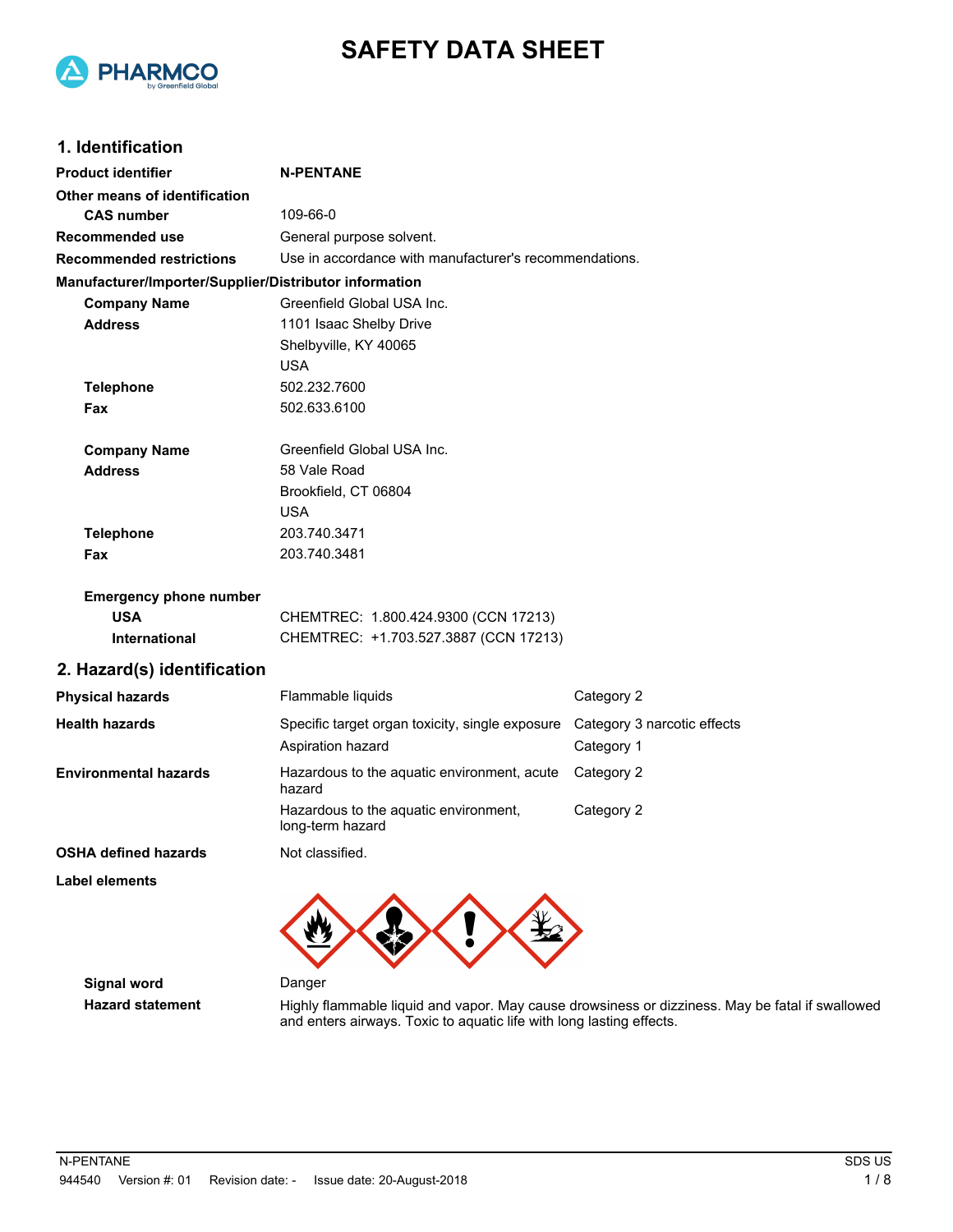# SAFETY DATA SHEET

## 1. Identification

| | |
|---|---|
| **Product identifier** | **N-PENTANE** |
| **Other means of identification** | |
| **CAS number** | 109-66-0 |
| **Recommended use** | General purpose solvent. |
| **Recommended restrictions** | Use in accordance with manufacturer's recommendations. |

**Manufacturer/Importer/Supplier/Distributor information**

| | |
|---|---|
| **Company Name** | Greenfield Global USA Inc. |
| **Address** | 1101 Isaac Shelby Drive<br>Shelbyville, KY 40065<br>USA |
| **Telephone** | 502.232.7600 |
| **Fax** | 502.633.6100 |
| **Company Name** | Greenfield Global USA Inc. |
| **Address** | 58 Vale Road<br>Brookfield, CT 06804<br>USA |
| **Telephone** | 203.740.3471 |
| **Fax** | 203.740.3481 |

**Emergency phone number**

| | |
|---|---|
| **USA** | CHEMTREC: 1.800.424.9300 (CCN 17213) |
| **International** | CHEMTREC: +1.703.527.3887 (CCN 17213) |

## 2. Hazard(s) identification

| | | |
|---|---|---|
| **Physical hazards** | Flammable liquids | Category 2 |
| **Health hazards** | Specific target organ toxicity, single exposure | Category 3 narcotic effects |
| | Aspiration hazard | Category 1 |
| **Environmental hazards** | Hazardous to the aquatic environment, acute hazard | Category 2 |
| | Hazardous to the aquatic environment, long-term hazard | Category 2 |
| **OSHA defined hazards** | Not classified. | |

**Label elements**

**Signal word** Danger

**Hazard statement** Highly flammable liquid and vapor. May cause drowsiness or dizziness. May be fatal if swallowed and enters airways. Toxic to aquatic life with long lasting effects.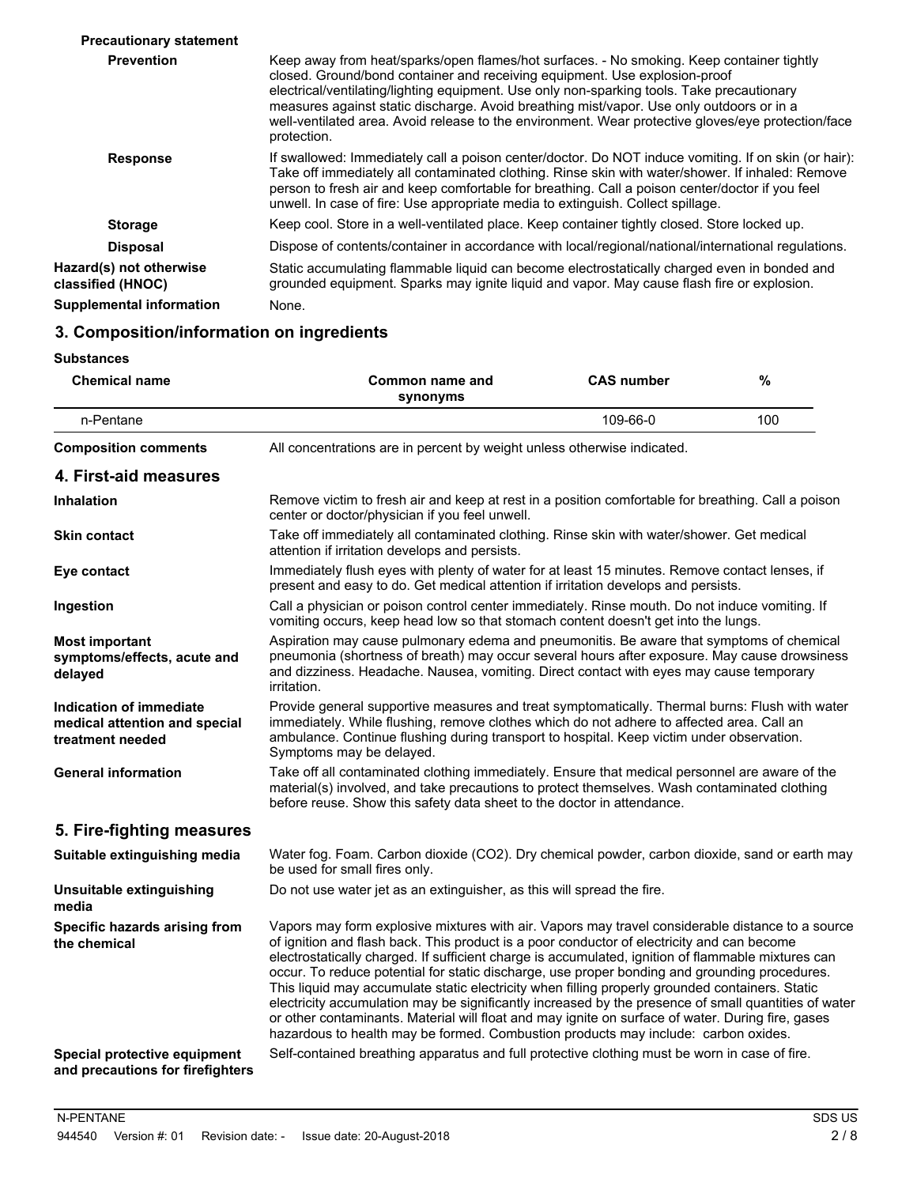**Precautionary statement**

**Prevention** Keep away from heat/sparks/open flames/hot surfaces. - No smoking. Keep container tightly closed. Ground/bond container and receiving equipment. Use explosion-proof electrical/ventilating/lighting equipment. Use only non-sparking tools. Take precautionary measures against static discharge. Avoid breathing mist/vapor. Use only outdoors or in a well-ventilated area. Avoid release to the environment. Wear protective gloves/eye protection/face protection.

**Response** If swallowed: Immediately call a poison center/doctor. Do NOT induce vomiting. If on skin (or hair): Take off immediately all contaminated clothing. Rinse skin with water/shower. If inhaled: Remove person to fresh air and keep comfortable for breathing. Call a poison center/doctor if you feel unwell. In case of fire: Use appropriate media to extinguish. Collect spillage.

**Storage** Keep cool. Store in a well-ventilated place. Keep container tightly closed. Store locked up.

**Disposal** Dispose of contents/container in accordance with local/regional/national/international regulations.

**Hazard(s) not otherwise classified (HNOC)** Static accumulating flammable liquid can become electrostatically charged even in bonded and grounded equipment. Sparks may ignite liquid and vapor. May cause flash fire or explosion.

**Supplemental information** None.

## 3. Composition/information on ingredients

**Substances**

| Chemical name | Common name and synonyms | CAS number | % |
|---|---|---|---|
| n-Pentane | | 109-66-0 | 100 |

**Composition comments** All concentrations are in percent by weight unless otherwise indicated.

## 4. First-aid measures

**Inhalation** Remove victim to fresh air and keep at rest in a position comfortable for breathing. Call a poison center or doctor/physician if you feel unwell.

**Skin contact** Take off immediately all contaminated clothing. Rinse skin with water/shower. Get medical attention if irritation develops and persists.

**Eye contact** Immediately flush eyes with plenty of water for at least 15 minutes. Remove contact lenses, if present and easy to do. Get medical attention if irritation develops and persists.

**Ingestion** Call a physician or poison control center immediately. Rinse mouth. Do not induce vomiting. If vomiting occurs, keep head low so that stomach content doesn't get into the lungs.

**Most important symptoms/effects, acute and delayed** Aspiration may cause pulmonary edema and pneumonitis. Be aware that symptoms of chemical pneumonia (shortness of breath) may occur several hours after exposure. May cause drowsiness and dizziness. Headache. Nausea, vomiting. Direct contact with eyes may cause temporary irritation.

**Indication of immediate medical attention and special treatment needed** Provide general supportive measures and treat symptomatically. Thermal burns: Flush with water immediately. While flushing, remove clothes which do not adhere to affected area. Call an ambulance. Continue flushing during transport to hospital. Keep victim under observation. Symptoms may be delayed.

**General information** Take off all contaminated clothing immediately. Ensure that medical personnel are aware of the material(s) involved, and take precautions to protect themselves. Wash contaminated clothing before reuse. Show this safety data sheet to the doctor in attendance.

## 5. Fire-fighting measures

**Suitable extinguishing media** Water fog. Foam. Carbon dioxide ($CO_2$). Dry chemical powder, carbon dioxide, sand or earth may be used for small fires only.

**Unsuitable extinguishing media** Do not use water jet as an extinguisher, as this will spread the fire.

**Specific hazards arising from the chemical** Vapors may form explosive mixtures with air. Vapors may travel considerable distance to a source of ignition and flash back. This product is a poor conductor of electricity and can become electrostatically charged. If sufficient charge is accumulated, ignition of flammable mixtures can occur. To reduce potential for static discharge, use proper bonding and grounding procedures. This liquid may accumulate static electricity when filling properly grounded containers. Static electricity accumulation may be significantly increased by the presence of small quantities of water or other contaminants. Material will float and may ignite on surface of water. During fire, gases hazardous to health may be formed. Combustion products may include: carbon oxides.

**Special protective equipment and precautions for firefighters** Self-contained breathing apparatus and full protective clothing must be worn in case of fire.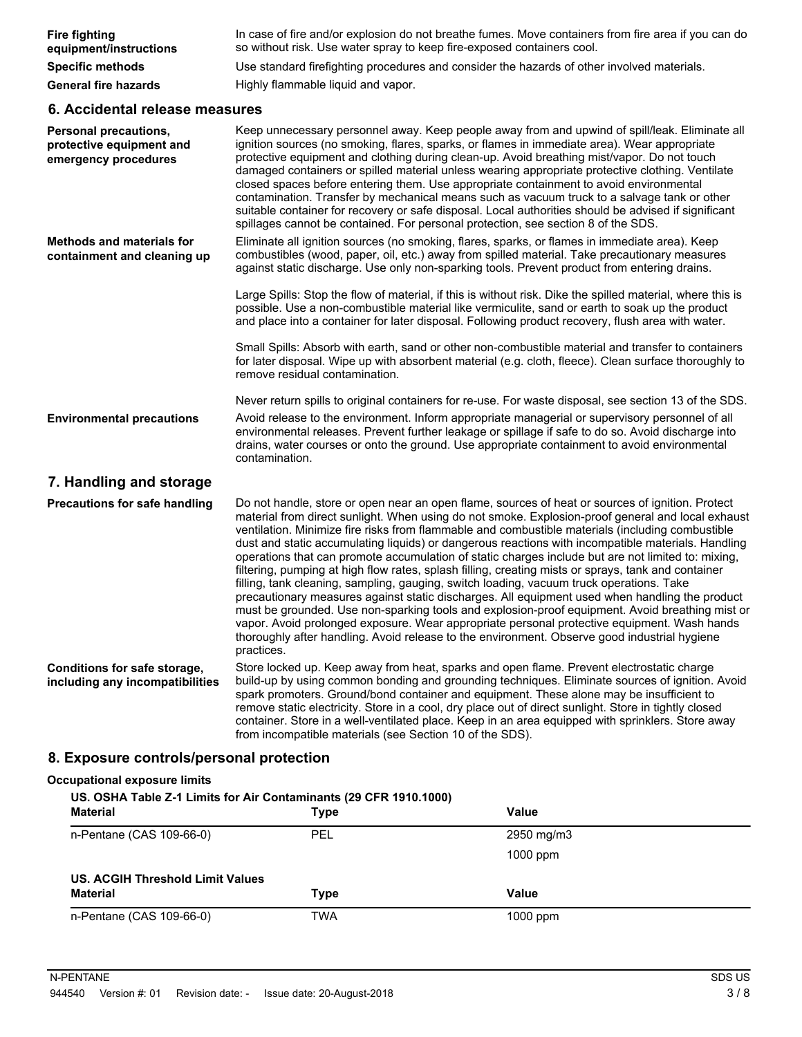**Fire fighting equipment/instructions** In case of fire and/or explosion do not breathe fumes. Move containers from fire area if you can do so without risk. Use water spray to keep fire-exposed containers cool.

**Specific methods** Use standard firefighting procedures and consider the hazards of other involved materials.

**General fire hazards** Highly flammable liquid and vapor.

## 6. Accidental release measures

**Personal precautions, protective equipment and emergency procedures**

Keep unnecessary personnel away. Keep people away from and upwind of spill/leak. Eliminate all ignition sources (no smoking, flares, sparks, or flames in immediate area). Wear appropriate protective equipment and clothing during clean-up. Avoid breathing mist/vapor. Do not touch damaged containers or spilled material unless wearing appropriate protective clothing. Ventilate closed spaces before entering them. Use appropriate containment to avoid environmental contamination. Transfer by mechanical means such as vacuum truck to a salvage tank or other suitable container for recovery or safe disposal. Local authorities should be advised if significant spillages cannot be contained. For personal protection, see section 8 of the SDS.

**Methods and materials for containment and cleaning up**

Eliminate all ignition sources (no smoking, flares, sparks, or flames in immediate area). Keep combustibles (wood, paper, oil, etc.) away from spilled material. Take precautionary measures against static discharge. Use only non-sparking tools. Prevent product from entering drains.

Large Spills: Stop the flow of material, if this is without risk. Dike the spilled material, where this is possible. Use a non-combustible material like vermiculite, sand or earth to soak up the product and place into a container for later disposal. Following product recovery, flush area with water.

Small Spills: Absorb with earth, sand or other non-combustible material and transfer to containers for later disposal. Wipe up with absorbent material (e.g. cloth, fleece). Clean surface thoroughly to remove residual contamination.

Never return spills to original containers for re-use. For waste disposal, see section 13 of the SDS.

**Environmental precautions**

Avoid release to the environment. Inform appropriate managerial or supervisory personnel of all environmental releases. Prevent further leakage or spillage if safe to do so. Avoid discharge into drains, water courses or onto the ground. Use appropriate containment to avoid environmental contamination.

## 7. Handling and storage

**Precautions for safe handling**

Do not handle, store or open near an open flame, sources of heat or sources of ignition. Protect material from direct sunlight. When using do not smoke. Explosion-proof general and local exhaust ventilation. Minimize fire risks from flammable and combustible materials (including combustible dust and static accumulating liquids) or dangerous reactions with incompatible materials. Handling operations that can promote accumulation of static charges include but are not limited to: mixing, filtering, pumping at high flow rates, splash filling, creating mists or sprays, tank and container filling, tank cleaning, sampling, gauging, switch loading, vacuum truck operations. Take precautionary measures against static discharges. All equipment used when handling the product must be grounded. Use non-sparking tools and explosion-proof equipment. Avoid breathing mist or vapor. Avoid prolonged exposure. Wear appropriate personal protective equipment. Wash hands thoroughly after handling. Avoid release to the environment. Observe good industrial hygiene practices.

**Conditions for safe storage, including any incompatibilities**

Store locked up. Keep away from heat, sparks and open flame. Prevent electrostatic charge build-up by using common bonding and grounding techniques. Eliminate sources of ignition. Avoid spark promoters. Ground/bond container and equipment. These alone may be insufficient to remove static electricity. Store in a cool, dry place out of direct sunlight. Store in tightly closed container. Store in a well-ventilated place. Keep in an area equipped with sprinklers. Store away from incompatible materials (see Section 10 of the SDS).

## 8. Exposure controls/personal protection

**Occupational exposure limits**

**US. OSHA Table Z-1 Limits for Air Contaminants (29 CFR 1910.1000)**

| Material | Type | Value |
|---|---|---|
| n-Pentane (CAS 109-66-0) | PEL | 2950 mg/m3 |
| | | 1000 ppm |

**US. ACGIH Threshold Limit Values**

| Material | Type | Value |
|---|---|---|
| n-Pentane (CAS 109-66-0) | TWA | 1000 ppm |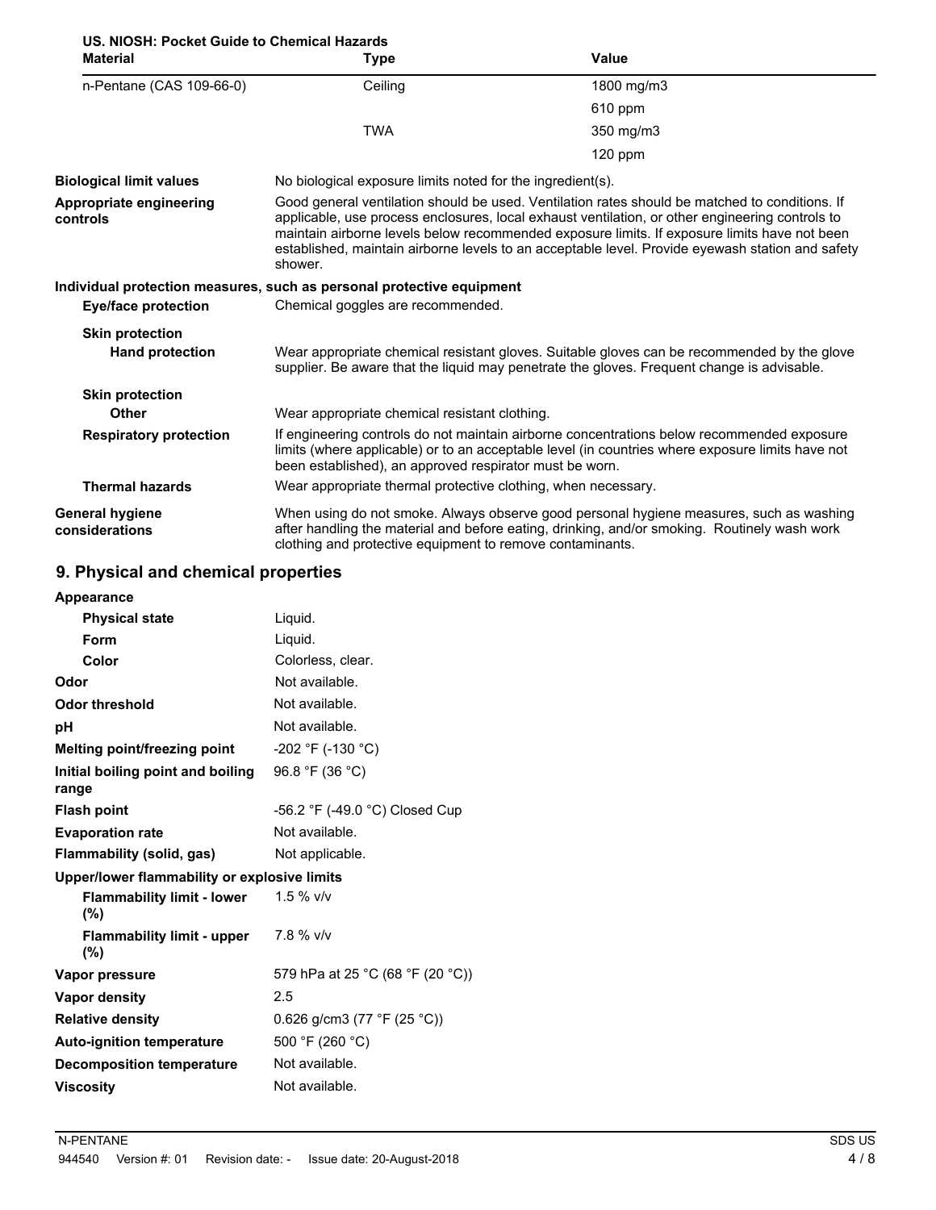**US. NIOSH: Pocket Guide to Chemical Hazards**

| Material | Type | Value |
|---|---|---|
| n-Pentane (CAS 109-66-0) | Ceiling | 1800 mg/m3 |
| | | 610 ppm |
| | TWA | 350 mg/m3 |
| | | 120 ppm |

**Biological limit values** No biological exposure limits noted for the ingredient(s).

**Appropriate engineering controls** Good general ventilation should be used. Ventilation rates should be matched to conditions. If applicable, use process enclosures, local exhaust ventilation, or other engineering controls to maintain airborne levels below recommended exposure limits. If exposure limits have not been established, maintain airborne levels to an acceptable level. Provide eyewash station and safety shower.

**Individual protection measures, such as personal protective equipment**

**Eye/face protection** Chemical goggles are recommended.

**Skin protection**

**Hand protection** Wear appropriate chemical resistant gloves. Suitable gloves can be recommended by the glove supplier. Be aware that the liquid may penetrate the gloves. Frequent change is advisable.

**Skin protection**

**Other** Wear appropriate chemical resistant clothing.

**Respiratory protection** If engineering controls do not maintain airborne concentrations below recommended exposure limits (where applicable) or to an acceptable level (in countries where exposure limits have not been established), an approved respirator must be worn.

**Thermal hazards** Wear appropriate thermal protective clothing, when necessary.

**General hygiene considerations** When using do not smoke. Always observe good personal hygiene measures, such as washing after handling the material and before eating, drinking, and/or smoking. Routinely wash work clothing and protective equipment to remove contaminants.

## 9. Physical and chemical properties

**Appearance**

| | |
|---|---|
| **Physical state** | Liquid. |
| **Form** | Liquid. |
| **Color** | Colorless, clear. |
| **Odor** | Not available. |
| **Odor threshold** | Not available. |
| **pH** | Not available. |
| **Melting point/freezing point** | -202 °F (-130 °C) |
| **Initial boiling point and boiling range** | 96.8 °F (36 °C) |
| **Flash point** | -56.2 °F (-49.0 °C) Closed Cup |
| **Evaporation rate** | Not available. |
| **Flammability (solid, gas)** | Not applicable. |

**Upper/lower flammability or explosive limits**

| | |
|---|---|
| **Flammability limit - lower (%)** | 1.5 % v/v |
| **Flammability limit - upper (%)** | 7.8 % v/v |
| **Vapor pressure** | 579 hPa at 25 °C (68 °F (20 °C)) |
| **Vapor density** | 2.5 |
| **Relative density** | 0.626 g/cm3 (77 °F (25 °C)) |
| **Auto-ignition temperature** | 500 °F (260 °C) |
| **Decomposition temperature** | Not available. |
| **Viscosity** | Not available. |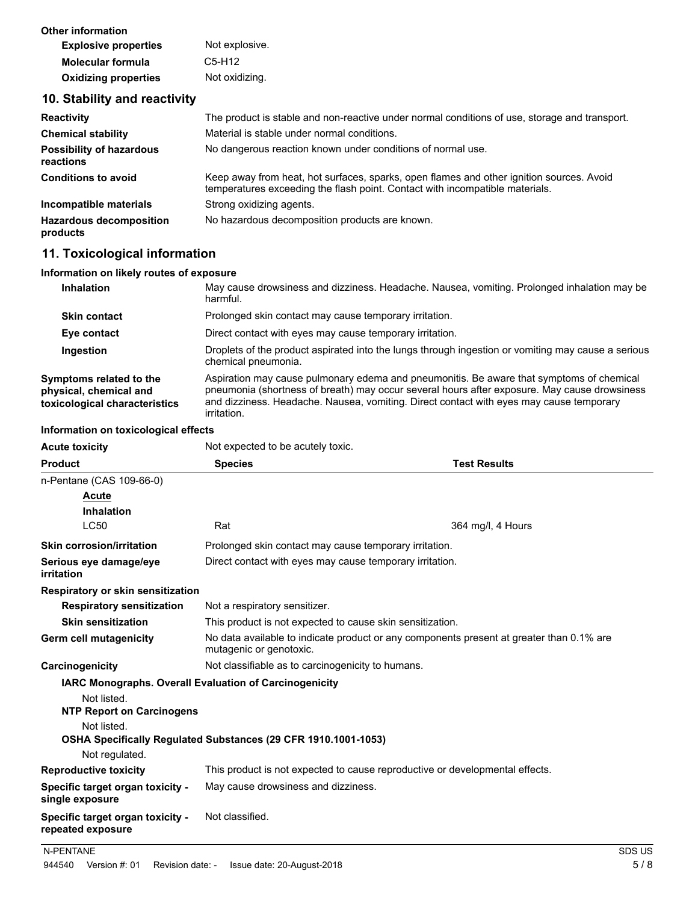**Other information**

| | |
|---|---|
| **Explosive properties** | Not explosive. |
| **Molecular formula** | C5-H12 |
| **Oxidizing properties** | Not oxidizing. |

## 10. Stability and reactivity

| | |
|---|---|
| **Reactivity** | The product is stable and non-reactive under normal conditions of use, storage and transport. |
| **Chemical stability** | Material is stable under normal conditions. |
| **Possibility of hazardous reactions** | No dangerous reaction known under conditions of normal use. |
| **Conditions to avoid** | Keep away from heat, hot surfaces, sparks, open flames and other ignition sources. Avoid temperatures exceeding the flash point. Contact with incompatible materials. |
| **Incompatible materials** | Strong oxidizing agents. |
| **Hazardous decomposition products** | No hazardous decomposition products are known. |

## 11. Toxicological information

**Information on likely routes of exposure**

| | |
|---|---|
| **Inhalation** | May cause drowsiness and dizziness. Headache. Nausea, vomiting. Prolonged inhalation may be harmful. |
| **Skin contact** | Prolonged skin contact may cause temporary irritation. |
| **Eye contact** | Direct contact with eyes may cause temporary irritation. |
| **Ingestion** | Droplets of the product aspirated into the lungs through ingestion or vomiting may cause a serious chemical pneumonia. |
| **Symptoms related to the physical, chemical and toxicological characteristics** | Aspiration may cause pulmonary edema and pneumonitis. Be aware that symptoms of chemical pneumonia (shortness of breath) may occur several hours after exposure. May cause drowsiness and dizziness. Headache. Nausea, vomiting. Direct contact with eyes may cause temporary irritation. |

**Information on toxicological effects**

**Acute toxicity** Not expected to be acutely toxic.

| Product | Species | Test Results |
|---|---|---|
| n-Pentane (CAS 109-66-0) | | |
| **Acute** | | |
| **Inhalation** | | |
| LC50 | Rat | 364 mg/l, 4 Hours |

| | |
|---|---|
| **Skin corrosion/irritation** | Prolonged skin contact may cause temporary irritation. |
| **Serious eye damage/eye irritation** | Direct contact with eyes may cause temporary irritation. |

**Respiratory or skin sensitization**

| | |
|---|---|
| **Respiratory sensitization** | Not a respiratory sensitizer. |
| **Skin sensitization** | This product is not expected to cause skin sensitization. |
| **Germ cell mutagenicity** | No data available to indicate product or any components present at greater than 0.1% are mutagenic or genotoxic. |
| **Carcinogenicity** | Not classifiable as to carcinogenicity to humans. |

**IARC Monographs. Overall Evaluation of Carcinogenicity**

Not listed.

**NTP Report on Carcinogens**

Not listed.

**OSHA Specifically Regulated Substances (29 CFR 1910.1001-1053)**

Not regulated.

| | |
|---|---|
| **Reproductive toxicity** | This product is not expected to cause reproductive or developmental effects. |
| **Specific target organ toxicity - single exposure** | May cause drowsiness and dizziness. |
| **Specific target organ toxicity - repeated exposure** | Not classified. |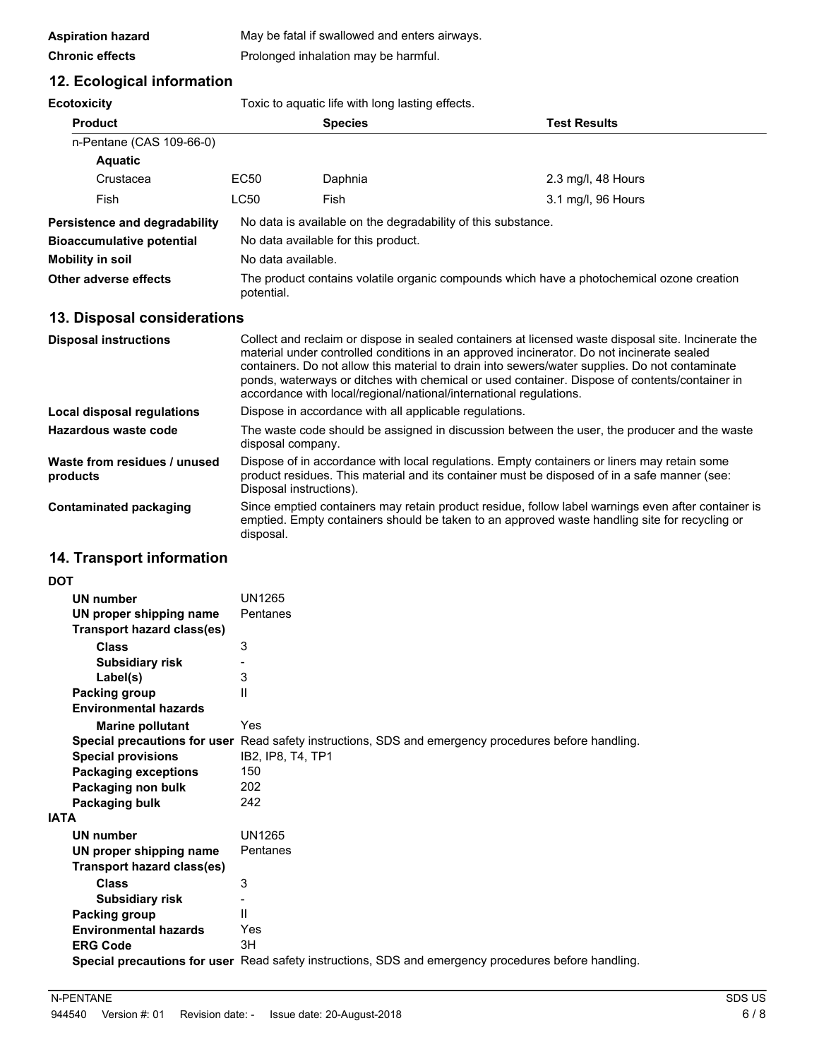| | |
|---|---|
| **Aspiration hazard** | May be fatal if swallowed and enters airways. |
| **Chronic effects** | Prolonged inhalation may be harmful. |

## 12. Ecological information

**Ecotoxicity** Toxic to aquatic life with long lasting effects.

| Product | | Species | Test Results |
|---|---|---|---|
| n-Pentane (CAS 109-66-0) | | | |
| **Aquatic** | | | |
| Crustacea | EC50 | Daphnia | 2.3 mg/l, 48 Hours |
| Fish | LC50 | Fish | 3.1 mg/l, 96 Hours |

| | |
|---|---|
| **Persistence and degradability** | No data is available on the degradability of this substance. |
| **Bioaccumulative potential** | No data available for this product. |
| **Mobility in soil** | No data available. |
| **Other adverse effects** | The product contains volatile organic compounds which have a photochemical ozone creation potential. |

## 13. Disposal considerations

| | |
|---|---|
| **Disposal instructions** | Collect and reclaim or dispose in sealed containers at licensed waste disposal site. Incinerate the material under controlled conditions in an approved incinerator. Do not incinerate sealed containers. Do not allow this material to drain into sewers/water supplies. Do not contaminate ponds, waterways or ditches with chemical or used container. Dispose of contents/container in accordance with local/regional/national/international regulations. |
| **Local disposal regulations** | Dispose in accordance with all applicable regulations. |
| **Hazardous waste code** | The waste code should be assigned in discussion between the user, the producer and the waste disposal company. |
| **Waste from residues / unused products** | Dispose of in accordance with local regulations. Empty containers or liners may retain some product residues. This material and its container must be disposed of in a safe manner (see: Disposal instructions). |
| **Contaminated packaging** | Since emptied containers may retain product residue, follow label warnings even after container is emptied. Empty containers should be taken to an approved waste handling site for recycling or disposal. |

## 14. Transport information

**DOT**

| | |
|---|---|
| **UN number** | UN1265 |
| **UN proper shipping name** | Pentanes |
| **Transport hazard class(es)** | |
| **Class** | 3 |
| **Subsidiary risk** | - |
| **Label(s)** | 3 |
| **Packing group** | II |
| **Environmental hazards** | |
| **Marine pollutant** | Yes |
| **Special precautions for user** | Read safety instructions, SDS and emergency procedures before handling. |
| **Special provisions** | IB2, IP8, T4, TP1 |
| **Packaging exceptions** | 150 |
| **Packaging non bulk** | 202 |
| **Packaging bulk** | 242 |

**IATA**

| | |
|---|---|
| **UN number** | UN1265 |
| **UN proper shipping name** | Pentanes |
| **Transport hazard class(es)** | |
| **Class** | 3 |
| **Subsidiary risk** | - |
| **Packing group** | II |
| **Environmental hazards** | Yes |
| **ERG Code** | 3H |
| **Special precautions for user** | Read safety instructions, SDS and emergency procedures before handling. |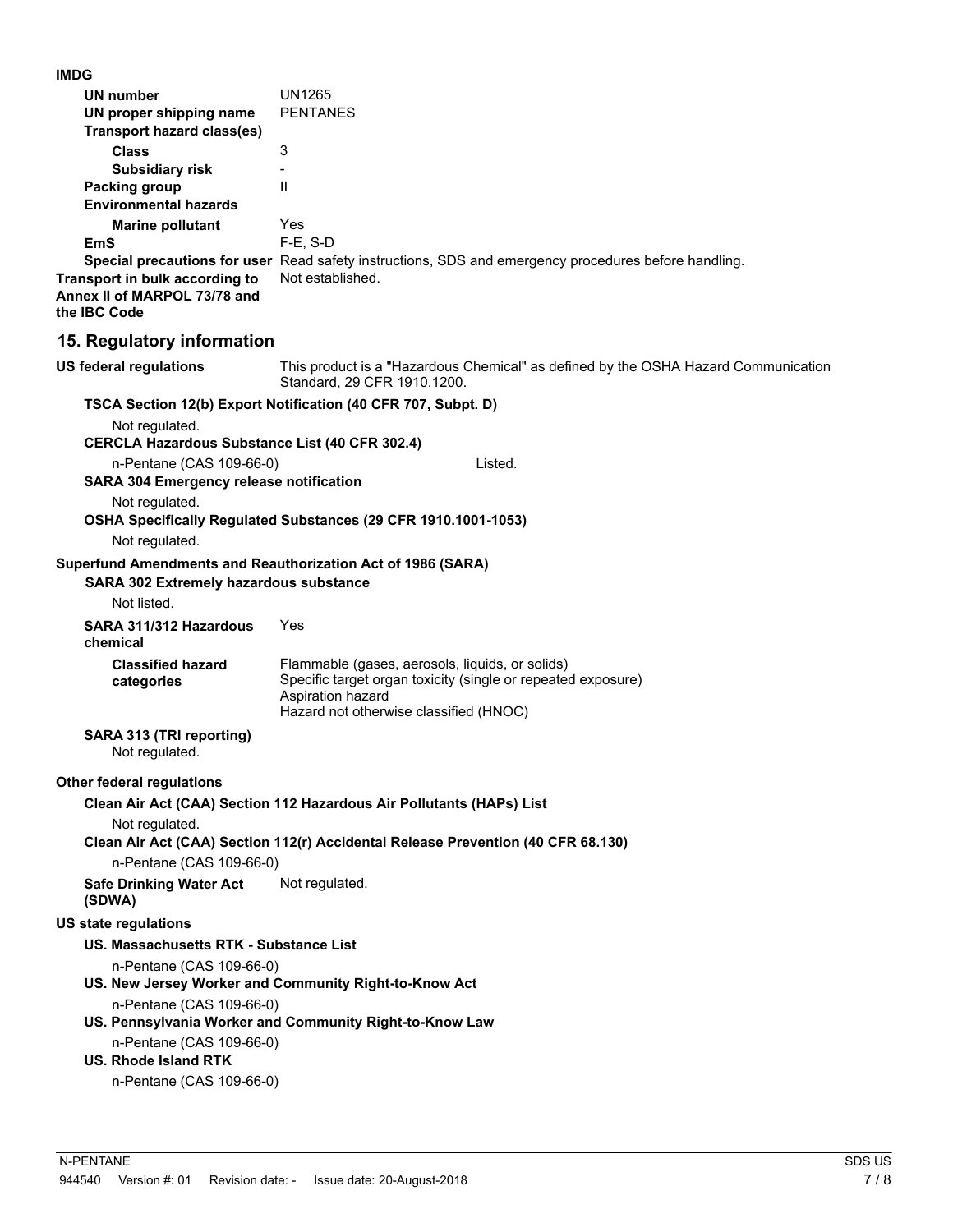**IMDG**

| | |
|---|---|
| **UN number** | UN1265 |
| **UN proper shipping name** | PENTANES |
| **Transport hazard class(es)** | |
| **Class** | 3 |
| **Subsidiary risk** | - |
| **Packing group** | II |
| **Environmental hazards** | |
| **Marine pollutant** | Yes |
| **EmS** | F-E, S-D |
| **Special precautions for user** | Read safety instructions, SDS and emergency procedures before handling. |
| **Transport in bulk according to Annex II of MARPOL 73/78 and the IBC Code** | Not established. |

## 15. Regulatory information

**US federal regulations** This product is a "Hazardous Chemical" as defined by the OSHA Hazard Communication Standard, 29 CFR 1910.1200.

**TSCA Section 12(b) Export Notification (40 CFR 707, Subpt. D)**

Not regulated.

**CERCLA Hazardous Substance List (40 CFR 302.4)**

n-Pentane (CAS 109-66-0) Listed.

**SARA 304 Emergency release notification**

Not regulated.

**OSHA Specifically Regulated Substances (29 CFR 1910.1001-1053)**

Not regulated.

**Superfund Amendments and Reauthorization Act of 1986 (SARA)**

**SARA 302 Extremely hazardous substance**

Not listed.

**SARA 311/312 Hazardous chemical** Yes

**Classified hazard categories**
Flammable (gases, aerosols, liquids, or solids)
Specific target organ toxicity (single or repeated exposure)
Aspiration hazard
Hazard not otherwise classified (HNOC)

**SARA 313 (TRI reporting)**
Not regulated.

**Other federal regulations**

**Clean Air Act (CAA) Section 112 Hazardous Air Pollutants (HAPs) List**

Not regulated.

**Clean Air Act (CAA) Section 112(r) Accidental Release Prevention (40 CFR 68.130)**

n-Pentane (CAS 109-66-0)

**Safe Drinking Water Act (SDWA)** Not regulated.

**US state regulations**

**US. Massachusetts RTK - Substance List**

n-Pentane (CAS 109-66-0)

**US. New Jersey Worker and Community Right-to-Know Act**

n-Pentane (CAS 109-66-0)

**US. Pennsylvania Worker and Community Right-to-Know Law**

n-Pentane (CAS 109-66-0)

**US. Rhode Island RTK**

n-Pentane (CAS 109-66-0)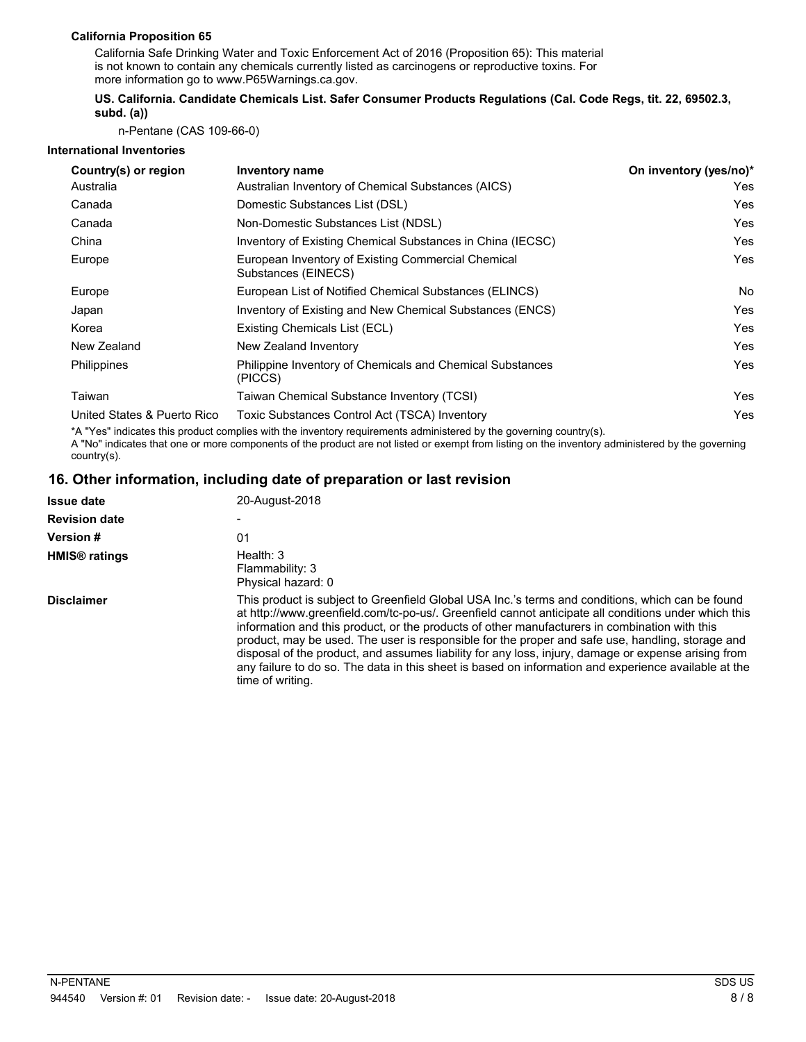**California Proposition 65**

California Safe Drinking Water and Toxic Enforcement Act of 2016 (Proposition 65): This material is not known to contain any chemicals currently listed as carcinogens or reproductive toxins. For more information go to www.P65Warnings.ca.gov.

**US. California. Candidate Chemicals List. Safer Consumer Products Regulations (Cal. Code Regs, tit. 22, 69502.3, subd. (a))**

n-Pentane (CAS 109-66-0)

**International Inventories**

| Country(s) or region | Inventory name | On inventory (yes/no)* |
|---|---|---|
| Australia | Australian Inventory of Chemical Substances (AICS) | Yes |
| Canada | Domestic Substances List (DSL) | Yes |
| Canada | Non-Domestic Substances List (NDSL) | Yes |
| China | Inventory of Existing Chemical Substances in China (IECSC) | Yes |
| Europe | European Inventory of Existing Commercial Chemical Substances (EINECS) | Yes |
| Europe | European List of Notified Chemical Substances (ELINCS) | No |
| Japan | Inventory of Existing and New Chemical Substances (ENCS) | Yes |
| Korea | Existing Chemicals List (ECL) | Yes |
| New Zealand | New Zealand Inventory | Yes |
| Philippines | Philippine Inventory of Chemicals and Chemical Substances (PICCS) | Yes |
| Taiwan | Taiwan Chemical Substance Inventory (TCSI) | Yes |
| United States & Puerto Rico | Toxic Substances Control Act (TSCA) Inventory | Yes |

*A "Yes" indicates this product complies with the inventory requirements administered by the governing country(s).
A "No" indicates that one or more components of the product are not listed or exempt from listing on the inventory administered by the governing country(s).

## 16. Other information, including date of preparation or last revision

**Issue date** 20-August-2018

**Revision date** -

**Version #** 01

**HMIS® ratings** Health: 3
Flammability: 3
Physical hazard: 0

**Disclaimer** This product is subject to Greenfield Global USA Inc.'s terms and conditions, which can be found at http://www.greenfield.com/tc-po-us/. Greenfield cannot anticipate all conditions under which this information and this product, or the products of other manufacturers in combination with this product, may be used. The user is responsible for the proper and safe use, handling, storage and disposal of the product, and assumes liability for any loss, injury, damage or expense arising from any failure to do so. The data in this sheet is based on information and experience available at the time of writing.